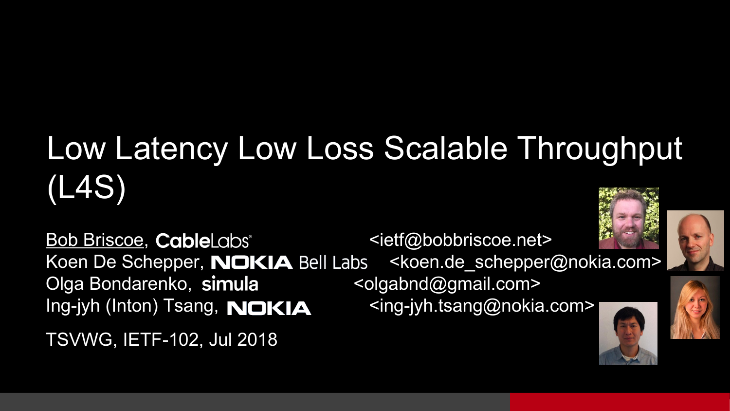# Low Latency Low Loss Scalable Throughput (L4S)

Bob Briscoe, CableLabs <ietf@bobbriscoe.net>
Koen De Schepper, NOKIA Bell Labs <koen.de_schepper@nokia.com>
Olga Bondarenko, simula <olgabnd@gmail.com>
Ing-jyh (Inton) Tsang, NOKIA <ing-jyh.tsang@nokia.com>

TSVWG, IETF-102, Jul 2018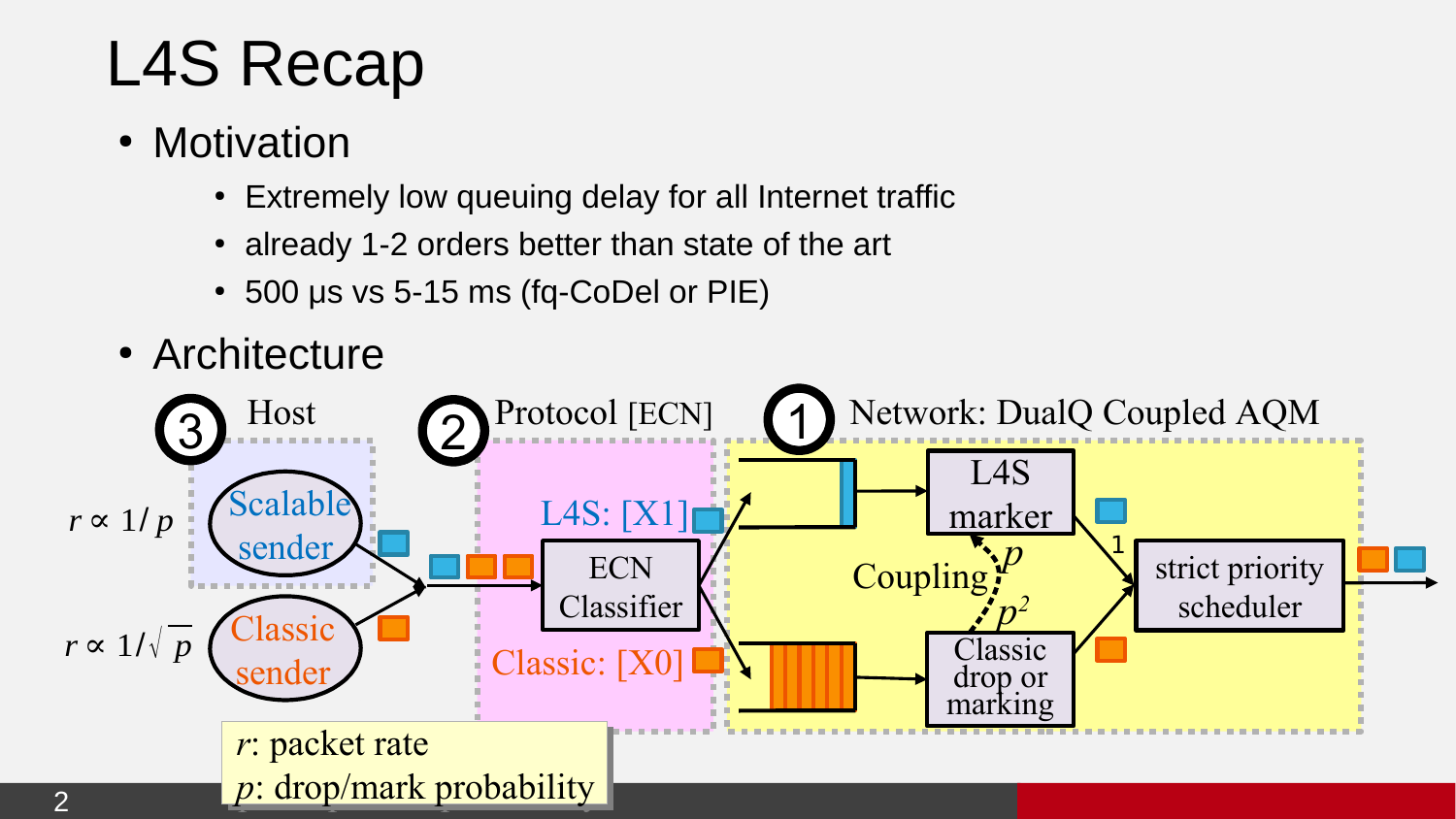# L4S Recap

- Motivation
  - Extremely low queuing delay for all Internet traffic
  - already 1-2 orders better than state of the art
  - 500 µs vs 5-15 ms (fq-CoDel or PIE)
- Architecture

③ Host

$r \propto 1/p$ — Scalable sender

$r \propto 1/\sqrt{p}$ — Classic sender

② Protocol [ECN]

L4S: [X1]

ECN Classifier

Classic: [X0]

① Network: DualQ Coupled AQM

L4S marker

Coupling $p$, $p^2$

Classic drop or marking

1

strict priority scheduler

$r$: packet rate
$p$: drop/mark probability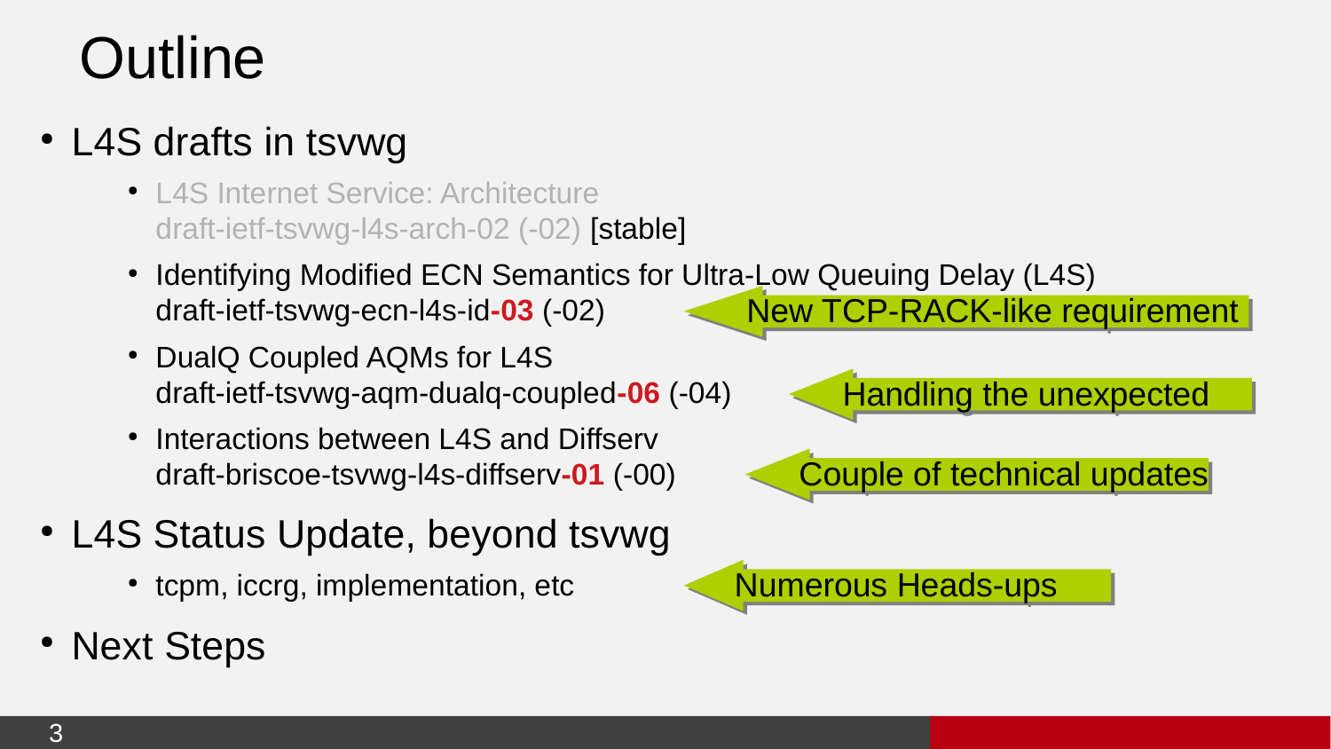# Outline

- L4S drafts in tsvwg
  - L4S Internet Service: Architecture
    draft-ietf-tsvwg-l4s-arch-02 (-02) [stable]
  - Identifying Modified ECN Semantics for Ultra-Low Queuing Delay (L4S)
    draft-ietf-tsvwg-ecn-l4s-id-**03** (-02) — New TCP-RACK-like requirement
  - DualQ Coupled AQMs for L4S
    draft-ietf-tsvwg-aqm-dualq-coupled-**06** (-04) — Handling the unexpected
  - Interactions between L4S and Diffserv
    draft-briscoe-tsvwg-l4s-diffserv-**01** (-00) — Couple of technical updates
- L4S Status Update, beyond tsvwg
  - tcpm, iccrg, implementation, etc — Numerous Heads-ups
- Next Steps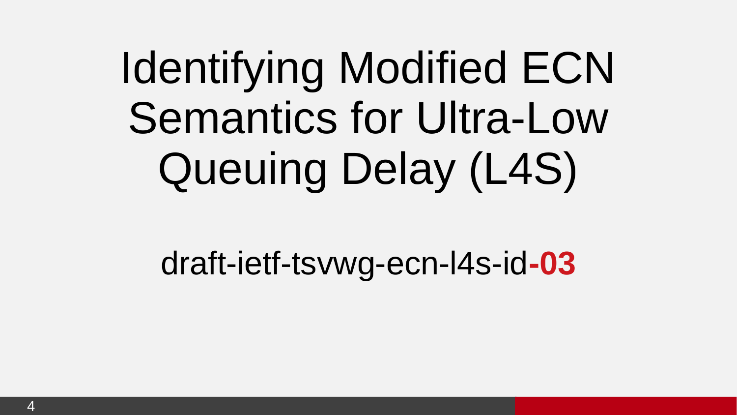# Identifying Modified ECN Semantics for Ultra-Low Queuing Delay (L4S)

draft-ietf-tsvwg-ecn-l4s-id**-03**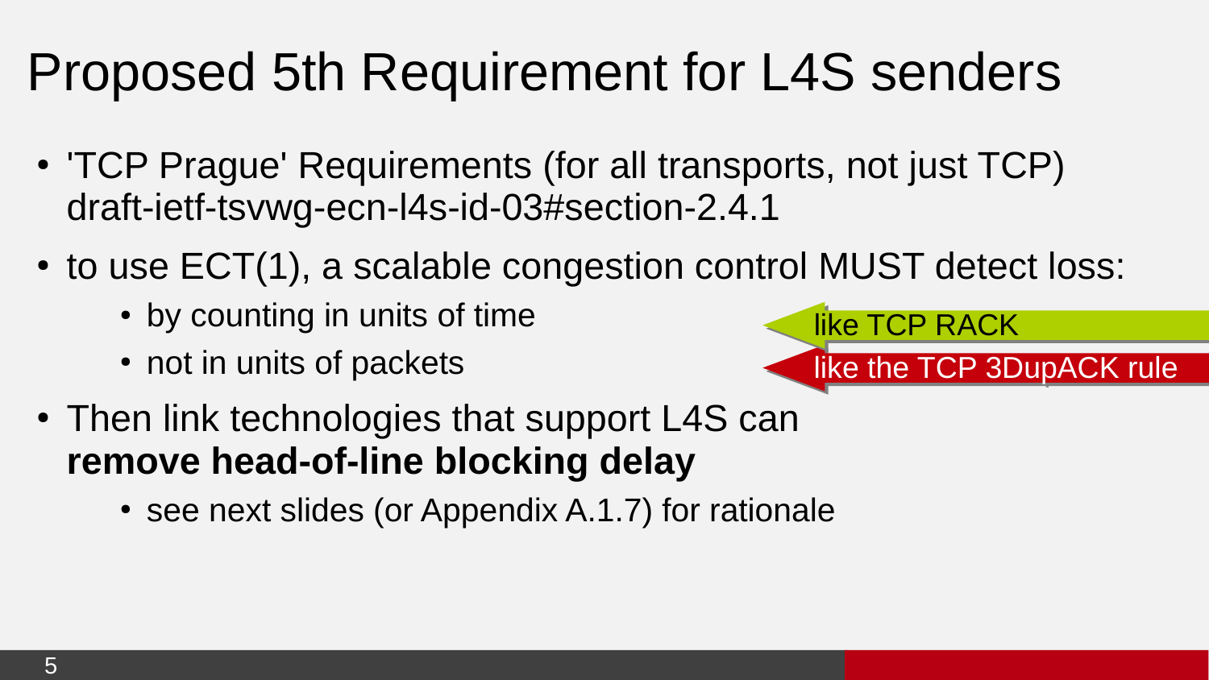# Proposed 5th Requirement for L4S senders

- 'TCP Prague' Requirements (for all transports, not just TCP) draft-ietf-tsvwg-ecn-l4s-id-03#section-2.4.1
- to use ECT(1), a scalable congestion control MUST detect loss:
  - by counting in units of time — like TCP RACK
  - not in units of packets — like the TCP 3DupACK rule
- Then link technologies that support L4S can **remove head-of-line blocking delay**
  - see next slides (or Appendix A.1.7) for rationale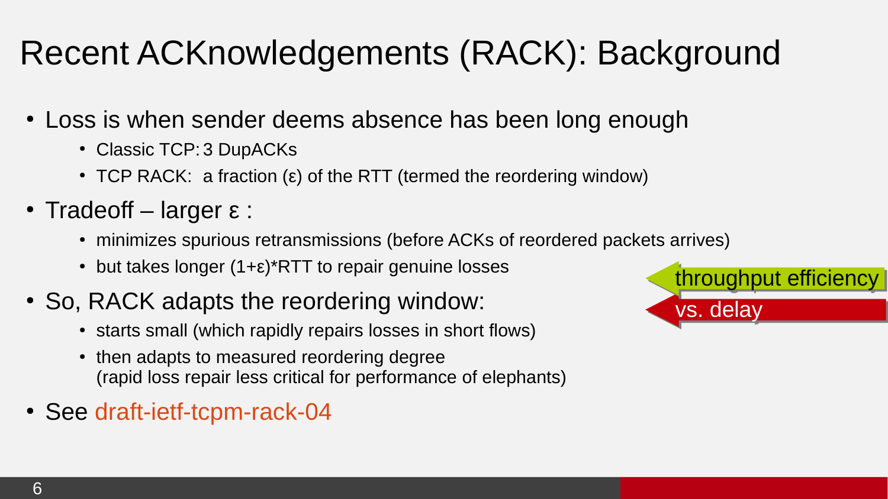# Recent ACKnowledgements (RACK): Background

- Loss is when sender deems absence has been long enough
  - Classic TCP: 3 DupACKs
  - TCP RACK: a fraction (ε) of the RTT (termed the reordering window)
- Tradeoff – larger ε :
  - minimizes spurious retransmissions (before ACKs of reordered packets arrives)
  - but takes longer (1+ε)*RTT to repair genuine losses
- So, RACK adapts the reordering window:
  - starts small (which rapidly repairs losses in short flows)
  - then adapts to measured reordering degree (rapid loss repair less critical for performance of elephants)
- See draft-ietf-tcpm-rack-04

throughput efficiency

vs. delay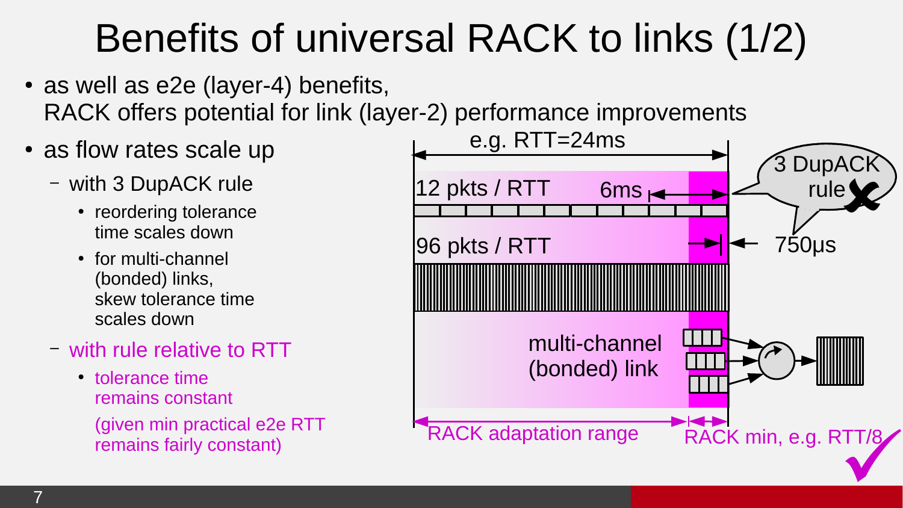# Benefits of universal RACK to links (1/2)

- as well as e2e (layer-4) benefits, RACK offers potential for link (layer-2) performance improvements
- as flow rates scale up
  - with 3 DupACK rule
    - reordering tolerance time scales down
    - for multi-channel (bonded) links, skew tolerance time scales down
  - with rule relative to RTT
    - tolerance time remains constant

      (given min practical e2e RTT remains fairly constant)

e.g. RTT=24ms

12 pkts / RTT 6ms

96 pkts / RTT 750µs

3 DupACK rule ✗

multi-channel (bonded) link

RACK adaptation range

RACK min, e.g. RTT/8 ✓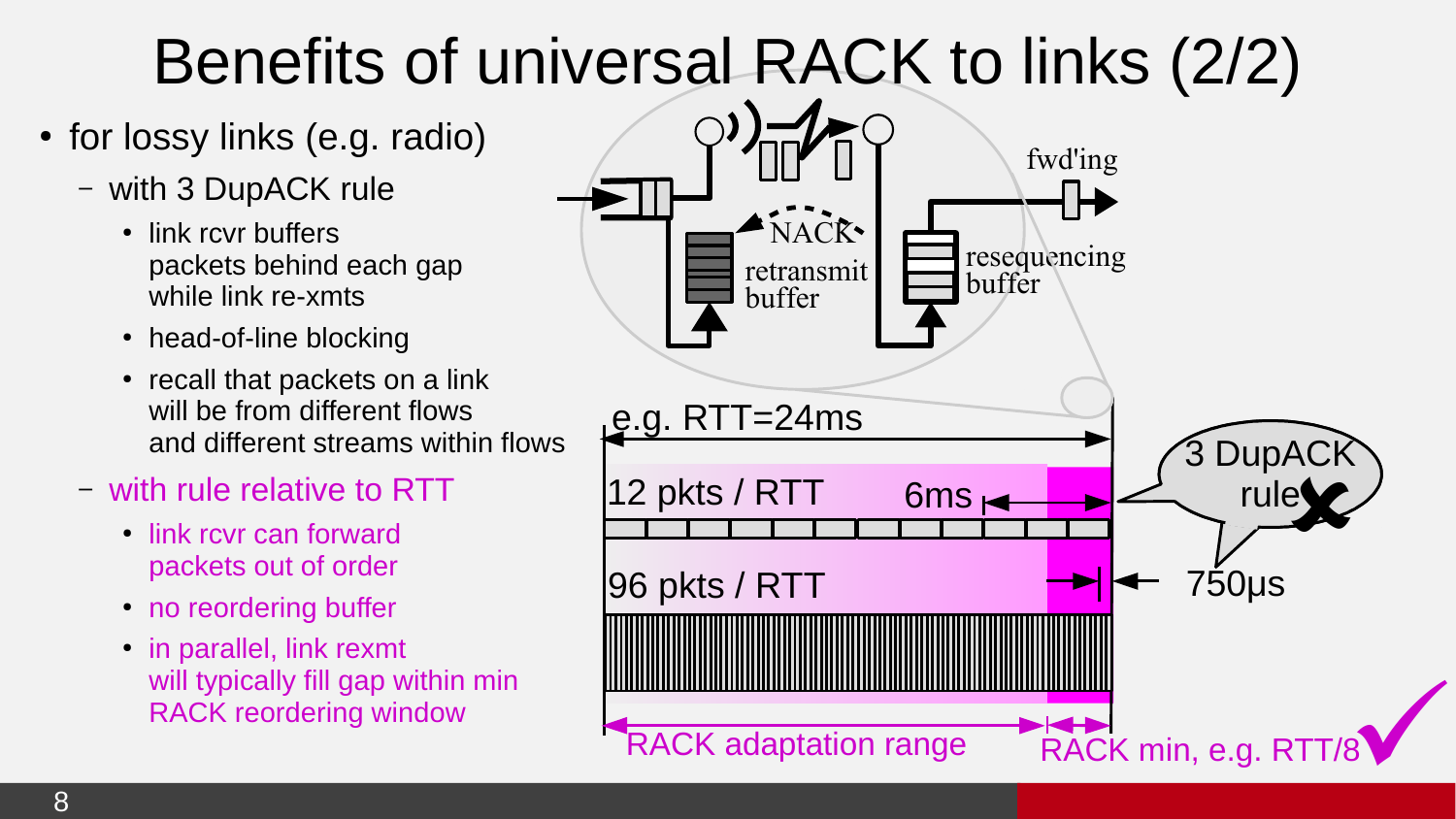# Benefits of universal RACK to links (2/2)

- for lossy links (e.g. radio)
  - with 3 DupACK rule
    - link rcvr buffers packets behind each gap while link re-xmts
    - head-of-line blocking
    - recall that packets on a link will be from different flows and different streams within flows
  - with rule relative to RTT
    - link rcvr can forward packets out of order
    - no reordering buffer
    - in parallel, link rexmt will typically fill gap within min RACK reordering window

NACK
retransmit buffer
resequencing buffer
fwd'ing

e.g. RTT=24ms

12 pkts / RTT — 6ms

96 pkts / RTT — 750μs

3 DupACK rule ✗

RACK adaptation range

RACK min, e.g. RTT/8 ✓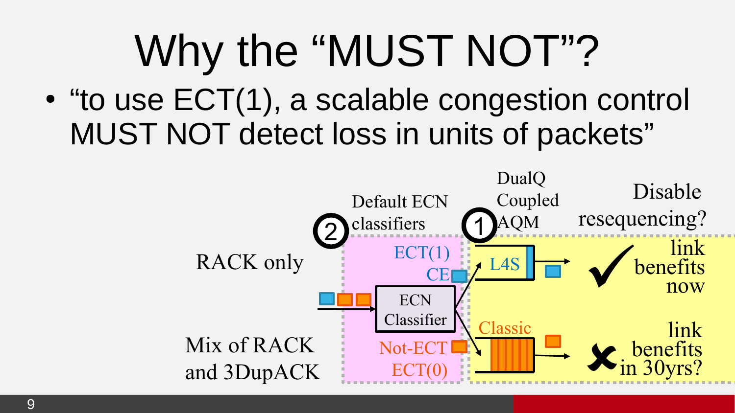# Why the "MUST NOT"?

- "to use ECT(1), a scalable congestion control MUST NOT detect loss in units of packets"

RACK only

Mix of RACK and 3DupACK

② Default ECN classifiers

ECT(1)
CE

ECN Classifier

Not-ECT
ECT(0)

① DualQ Coupled AQM

L4S

Classic

Disable resequencing?

✓ link benefits now

✗ link benefits in 30yrs?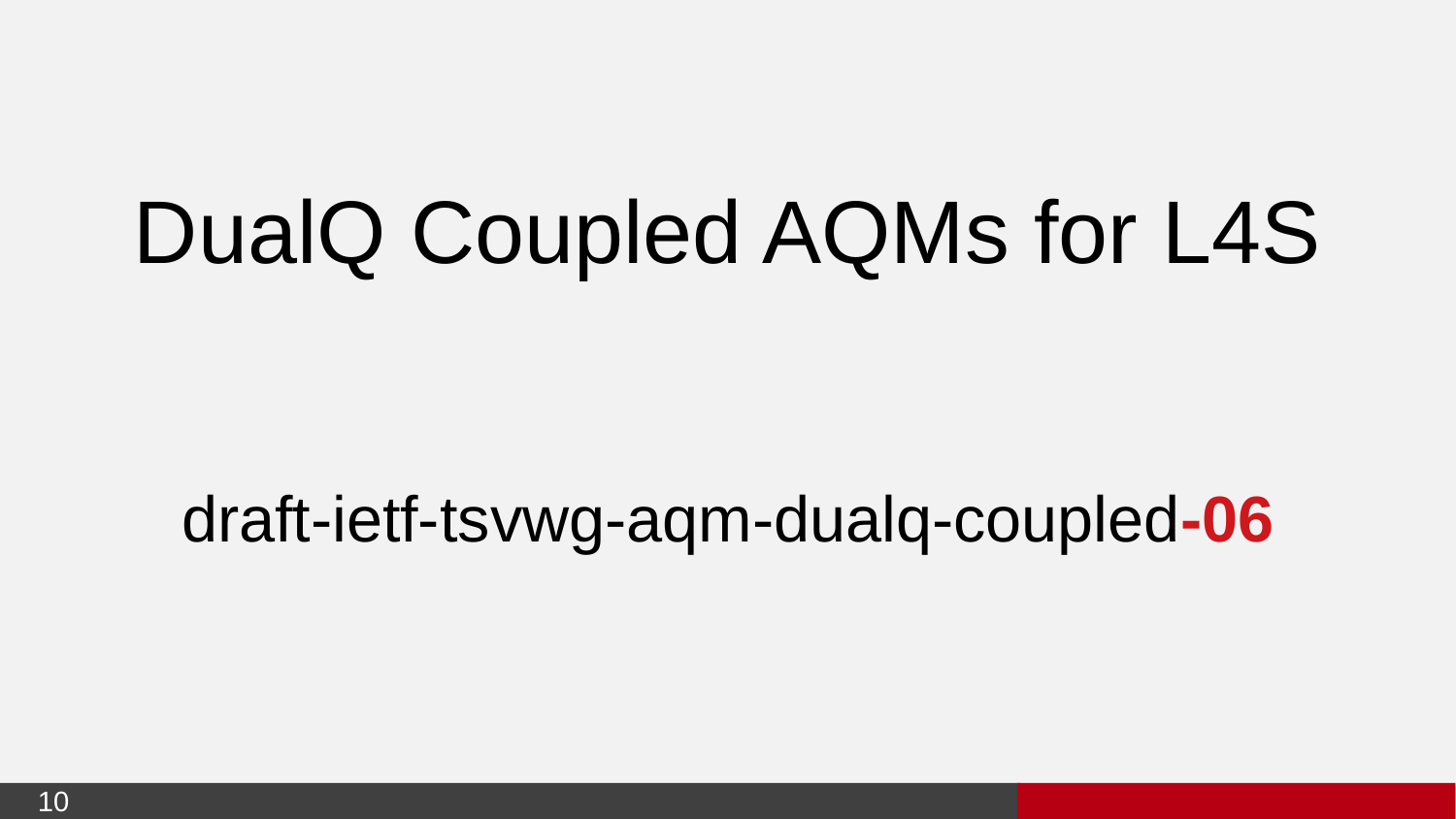# DualQ Coupled AQMs for L4S

draft-ietf-tsvwg-aqm-dualq-coupled**-06**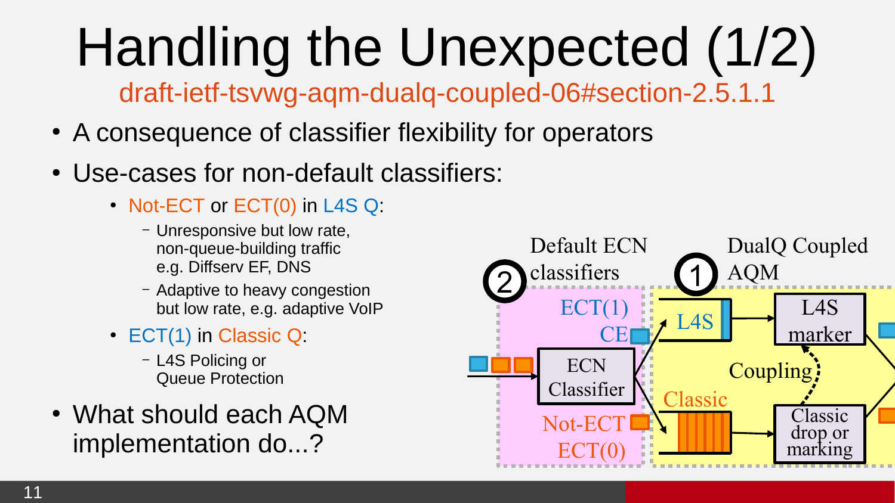# Handling the Unexpected (1/2)

draft-ietf-tsvwg-aqm-dualq-coupled-06#section-2.5.1.1

- A consequence of classifier flexibility for operators
- Use-cases for non-default classifiers:
  - Not-ECT or ECT(0) in L4S Q:
    - Unresponsive but low rate, non-queue-building traffic e.g. Diffserv EF, DNS
    - Adaptive to heavy congestion but low rate, e.g. adaptive VoIP
  - ECT(1) in Classic Q:
    - L4S Policing or Queue Protection
- What should each AQM implementation do...?

Default ECN classifiers

DualQ Coupled AQM

ECT(1)
CE

ECN Classifier

Not-ECT
ECT(0)

L4S

Classic

L4S marker

Coupling

Classic drop or marking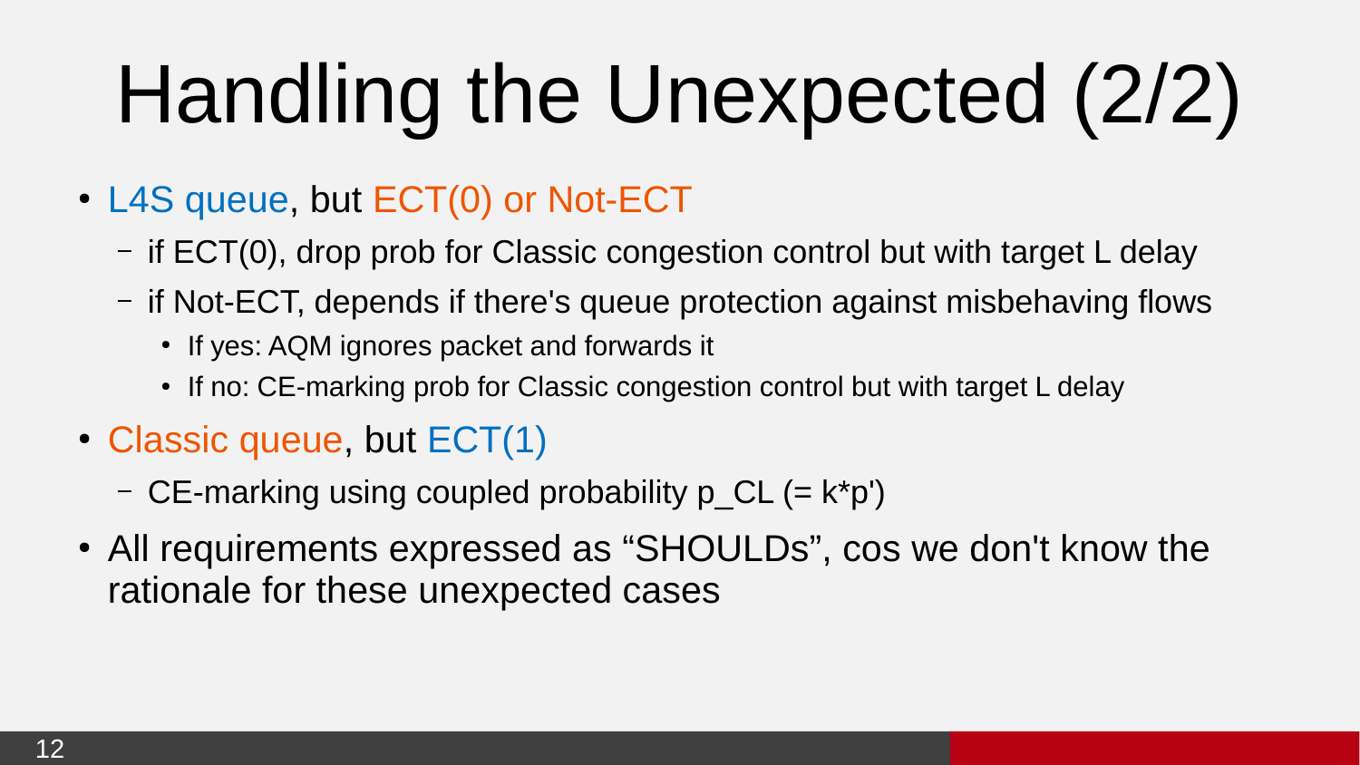# Handling the Unexpected (2/2)

- L4S queue, but ECT(0) or Not-ECT
  - if ECT(0), drop prob for Classic congestion control but with target L delay
  - if Not-ECT, depends if there's queue protection against misbehaving flows
    - If yes: AQM ignores packet and forwards it
    - If no: CE-marking prob for Classic congestion control but with target L delay
- Classic queue, but ECT(1)
  - CE-marking using coupled probability p_CL (= k*p')
- All requirements expressed as “SHOULDs”, cos we don't know the rationale for these unexpected cases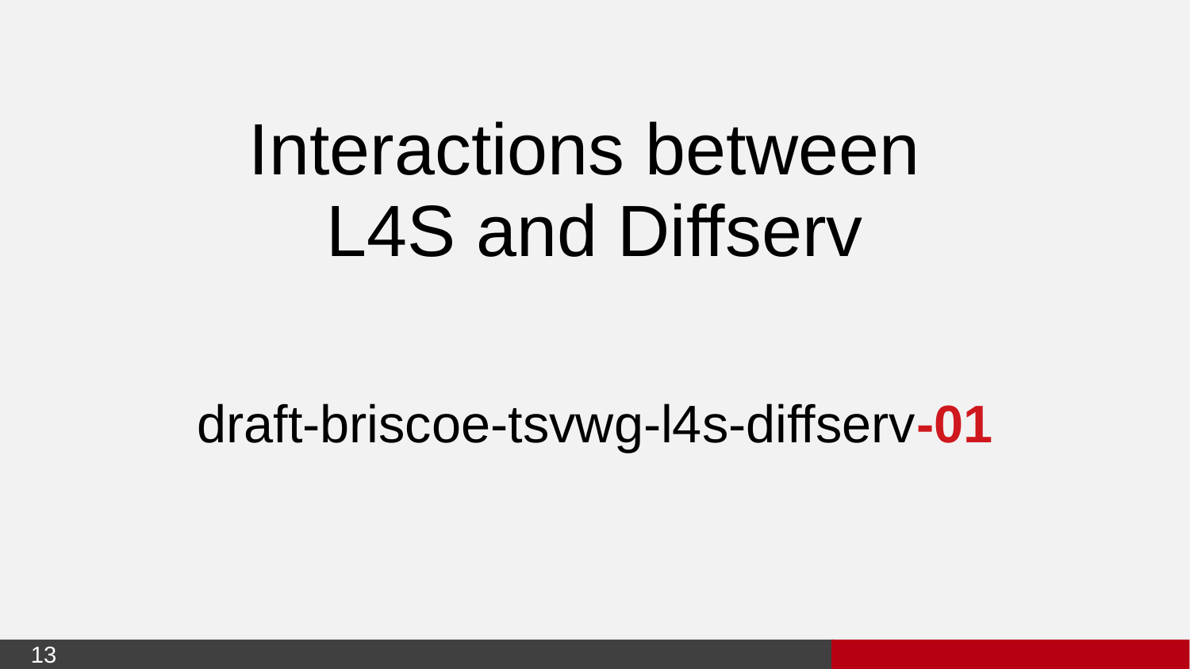# Interactions between L4S and Diffserv

draft-briscoe-tsvwg-l4s-diffserv**-01**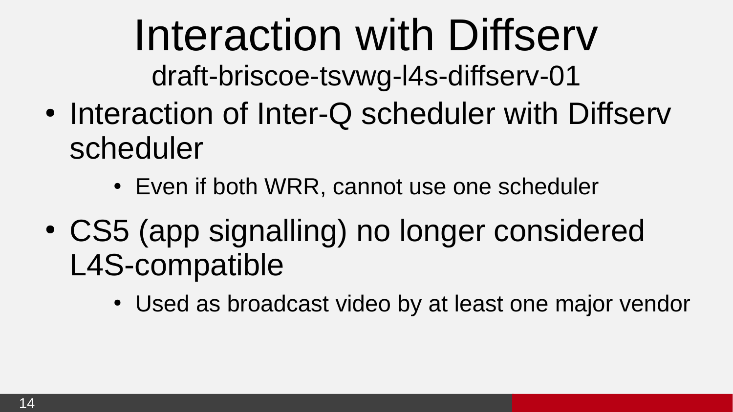# Interaction with Diffserv

draft-briscoe-tsvwg-l4s-diffserv-01

- Interaction of Inter-Q scheduler with Diffserv scheduler
  - Even if both WRR, cannot use one scheduler
- CS5 (app signalling) no longer considered L4S-compatible
  - Used as broadcast video by at least one major vendor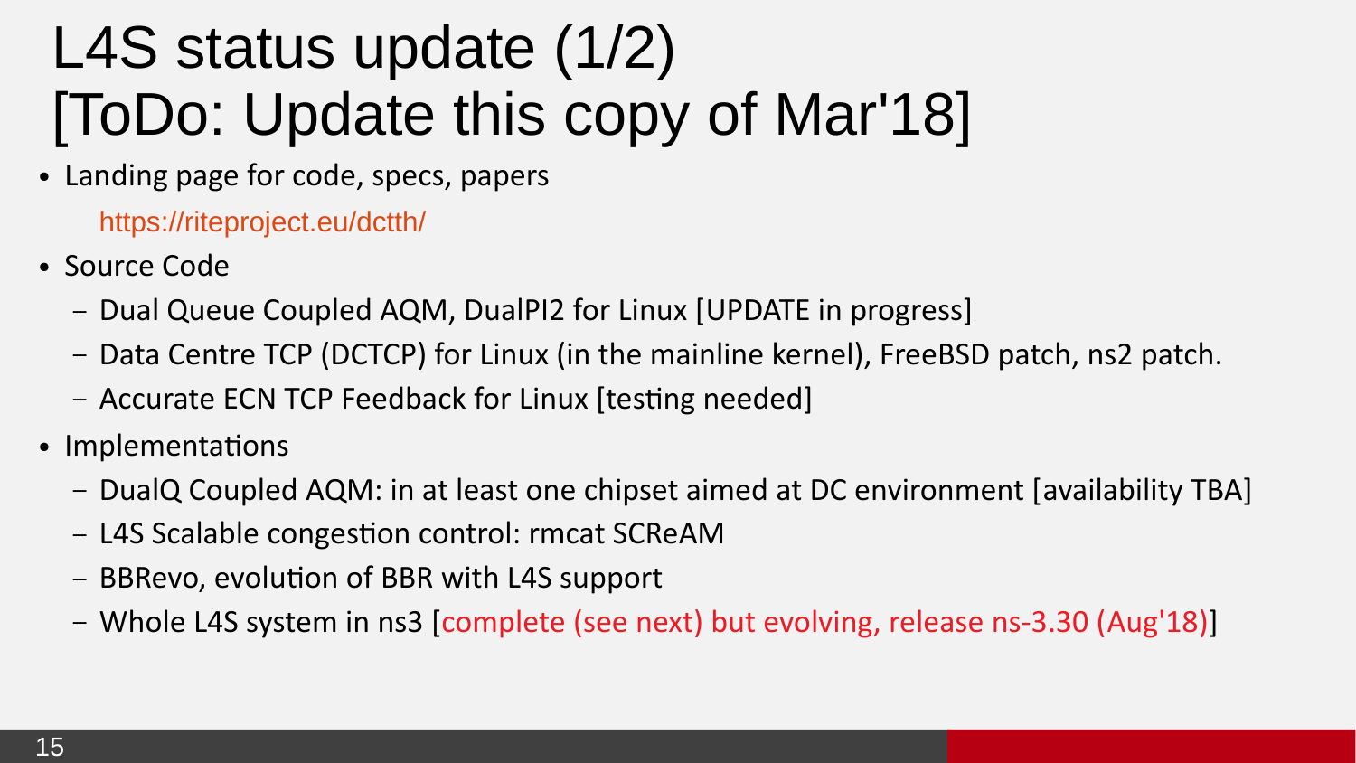# L4S status update (1/2) [ToDo: Update this copy of Mar'18]

- Landing page for code, specs, papers

  https://riteproject.eu/dctth/

- Source Code
  - Dual Queue Coupled AQM, DualPI2 for Linux [UPDATE in progress]
  - Data Centre TCP (DCTCP) for Linux (in the mainline kernel), FreeBSD patch, ns2 patch.
  - Accurate ECN TCP Feedback for Linux [testing needed]
- Implementations
  - DualQ Coupled AQM: in at least one chipset aimed at DC environment [availability TBA]
  - L4S Scalable congestion control: rmcat SCReAM
  - BBRevo, evolution of BBR with L4S support
  - Whole L4S system in ns3 [complete (see next) but evolving, release ns-3.30 (Aug'18)]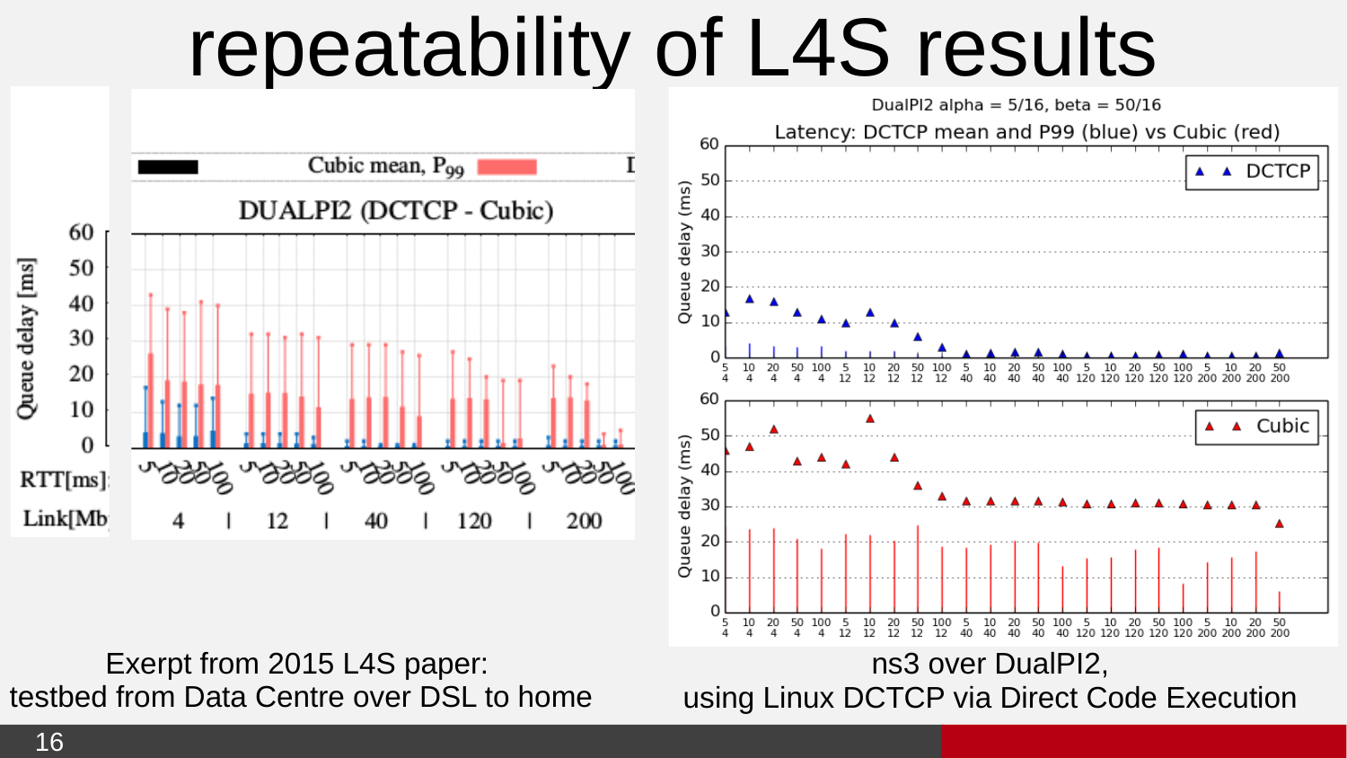# repeatability of L4S results

Exerpt from 2015 L4S paper:
testbed from Data Centre over DSL to home

ns3 over DualPI2,
using Linux DCTCP via Direct Code Execution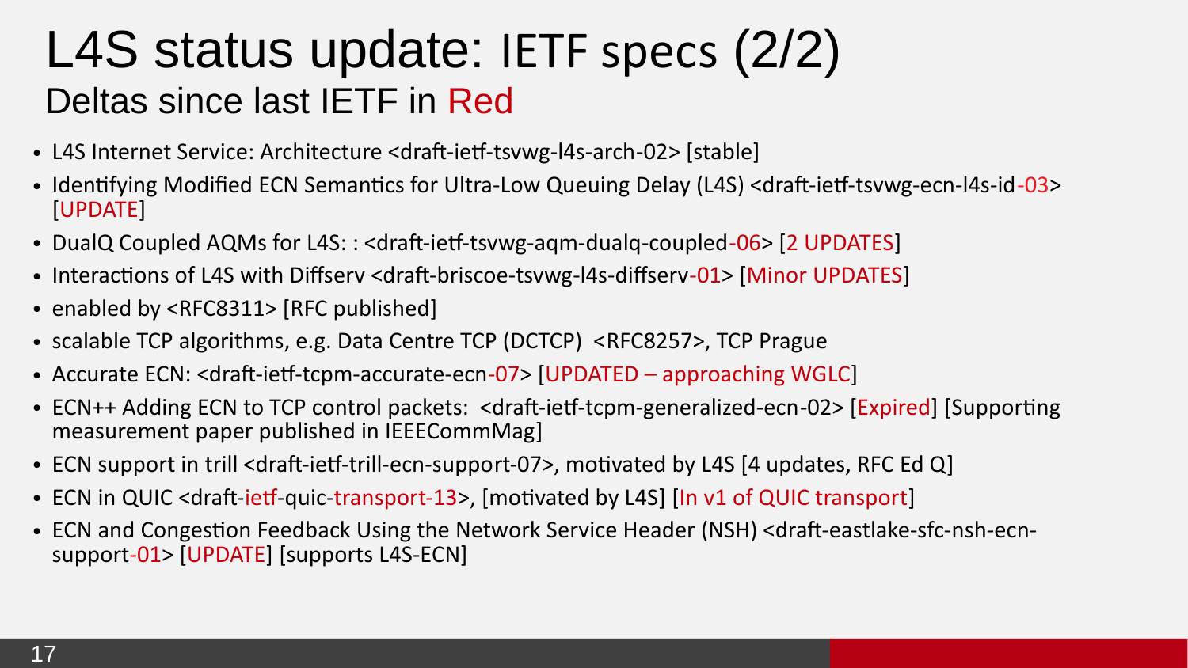# L4S status update: IETF specs (2/2)

## Deltas since last IETF in Red

- L4S Internet Service: Architecture <draft-ietf-tsvwg-l4s-arch-02> [stable]
- Identifying Modified ECN Semantics for Ultra-Low Queuing Delay (L4S) <draft-ietf-tsvwg-ecn-l4s-id-03> [UPDATE]
- DualQ Coupled AQMs for L4S: : <draft-ietf-tsvwg-aqm-dualq-coupled-06> [2 UPDATES]
- Interactions of L4S with Diffserv <draft-briscoe-tsvwg-l4s-diffserv-01> [Minor UPDATES]
- enabled by <RFC8311> [RFC published]
- scalable TCP algorithms, e.g. Data Centre TCP (DCTCP) <RFC8257>, TCP Prague
- Accurate ECN: <draft-ietf-tcpm-accurate-ecn-07> [UPDATED – approaching WGLC]
- ECN++ Adding ECN to TCP control packets: <draft-ietf-tcpm-generalized-ecn-02> [Expired] [Supporting measurement paper published in IEEECommMag]
- ECN support in trill <draft-ietf-trill-ecn-support-07>, motivated by L4S [4 updates, RFC Ed Q]
- ECN in QUIC <draft-ietf-quic-transport-13>, [motivated by L4S] [In v1 of QUIC transport]
- ECN and Congestion Feedback Using the Network Service Header (NSH) <draft-eastlake-sfc-nsh-ecn-support-01> [UPDATE] [supports L4S-ECN]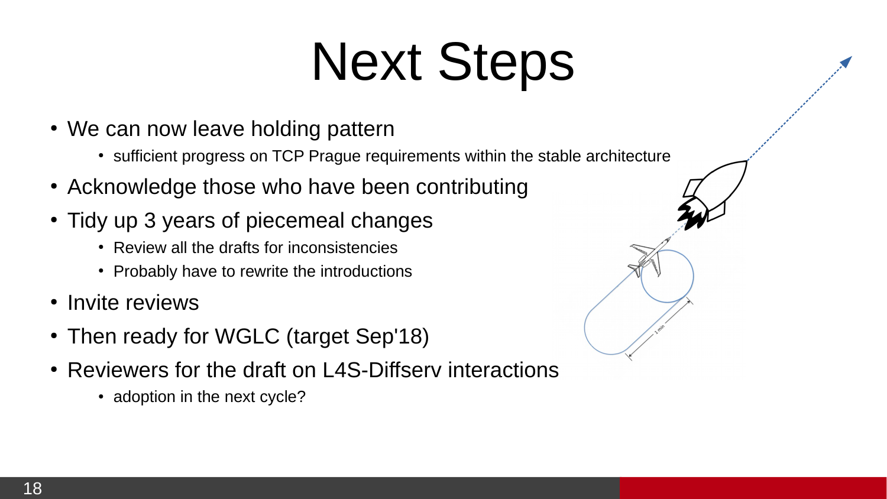# Next Steps

- We can now leave holding pattern
  - sufficient progress on TCP Prague requirements within the stable architecture
- Acknowledge those who have been contributing
- Tidy up 3 years of piecemeal changes
  - Review all the drafts for inconsistencies
  - Probably have to rewrite the introductions
- Invite reviews
- Then ready for WGLC (target Sep'18)
- Reviewers for the draft on L4S-Diffserv interactions
  - adoption in the next cycle?